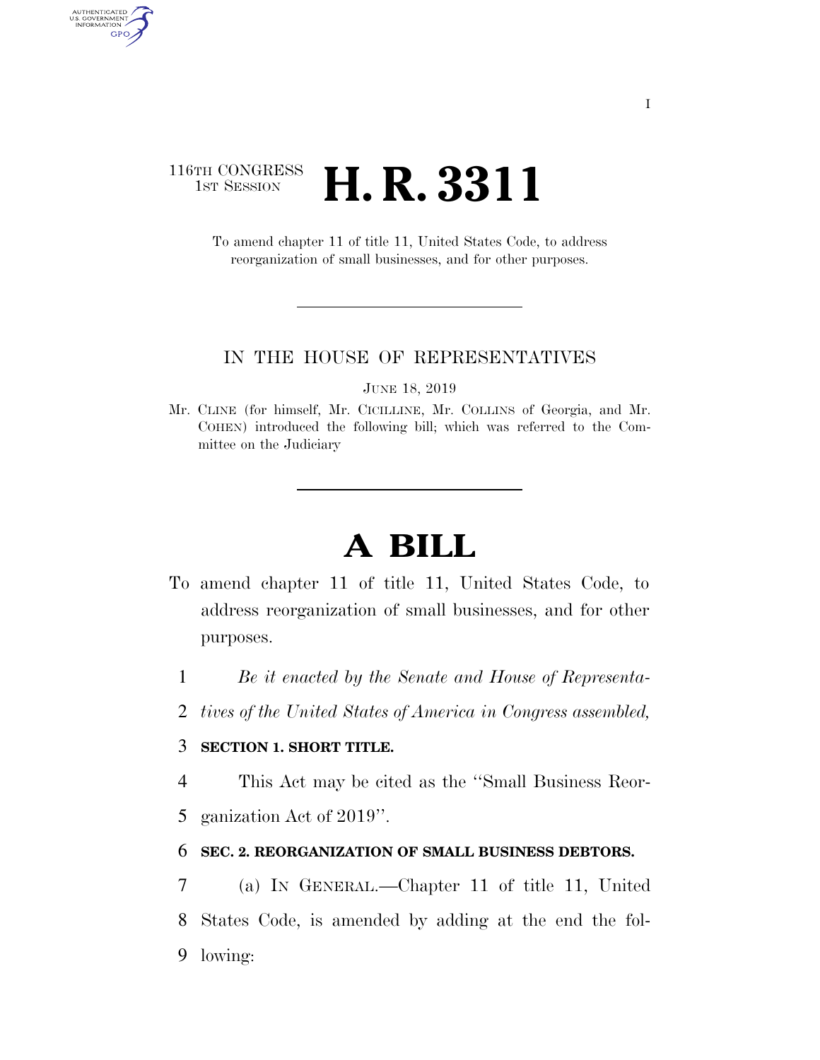116TH CONGRESS
1ST SESSION

# H. R. 3311

To amend chapter 11 of title 11, United States Code, to address reorganization of small businesses, and for other purposes.

---

IN THE HOUSE OF REPRESENTATIVES

JUNE 18, 2019

Mr. CLINE (for himself, Mr. CICILLINE, Mr. COLLINS of Georgia, and Mr. COHEN) introduced the following bill; which was referred to the Committee on the Judiciary

---

# A BILL

To amend chapter 11 of title 11, United States Code, to address reorganization of small businesses, and for other purposes.

1 *Be it enacted by the Senate and House of Representa-*
2 *tives of the United States of America in Congress assembled,*

3 **SECTION 1. SHORT TITLE.**

4 This Act may be cited as the "Small Business Reor-
5 ganization Act of 2019".

6 **SEC. 2. REORGANIZATION OF SMALL BUSINESS DEBTORS.**

7 (a) IN GENERAL.—Chapter 11 of title 11, United
8 States Code, is amended by adding at the end the fol-
9 lowing: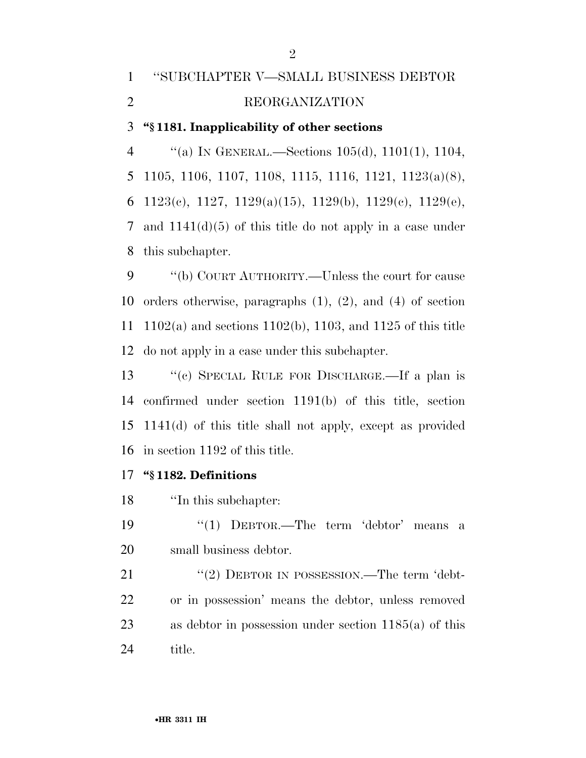"SUBCHAPTER V—SMALL BUSINESS DEBTOR REORGANIZATION

**"§ 1181. Inapplicability of other sections**

"(a) IN GENERAL.—Sections 105(d), 1101(1), 1104, 1105, 1106, 1107, 1108, 1115, 1116, 1121, 1123(a)(8), 1123(c), 1127, 1129(a)(15), 1129(b), 1129(c), 1129(e), and 1141(d)(5) of this title do not apply in a case under this subchapter.

"(b) COURT AUTHORITY.—Unless the court for cause orders otherwise, paragraphs (1), (2), and (4) of section 1102(a) and sections 1102(b), 1103, and 1125 of this title do not apply in a case under this subchapter.

"(c) SPECIAL RULE FOR DISCHARGE.—If a plan is confirmed under section 1191(b) of this title, section 1141(d) of this title shall not apply, except as provided in section 1192 of this title.

**"§ 1182. Definitions**

"In this subchapter:

"(1) DEBTOR.—The term 'debtor' means a small business debtor.

"(2) DEBTOR IN POSSESSION.—The term 'debtor in possession' means the debtor, unless removed as debtor in possession under section 1185(a) of this title.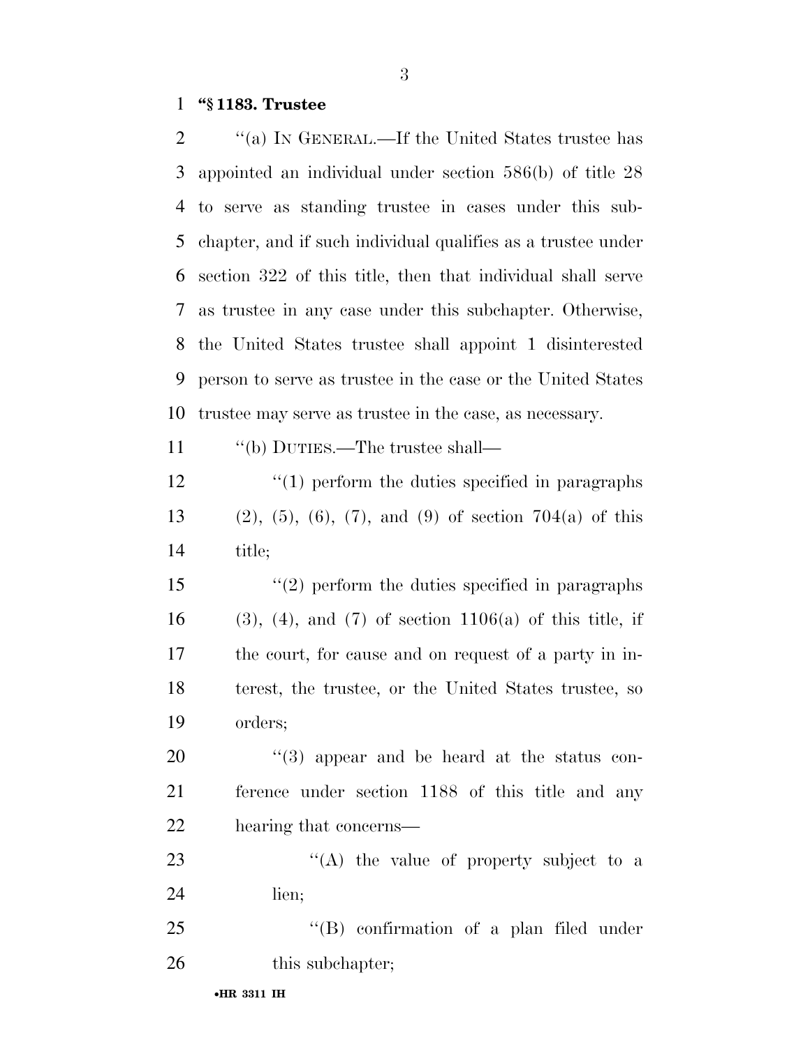**"§ 1183. Trustee**

"(a) IN GENERAL.—If the United States trustee has appointed an individual under section 586(b) of title 28 to serve as standing trustee in cases under this subchapter, and if such individual qualifies as a trustee under section 322 of this title, then that individual shall serve as trustee in any case under this subchapter. Otherwise, the United States trustee shall appoint 1 disinterested person to serve as trustee in the case or the United States trustee may serve as trustee in the case, as necessary.

"(b) DUTIES.—The trustee shall—

"(1) perform the duties specified in paragraphs (2), (5), (6), (7), and (9) of section 704(a) of this title;

"(2) perform the duties specified in paragraphs (3), (4), and (7) of section 1106(a) of this title, if the court, for cause and on request of a party in interest, the trustee, or the United States trustee, so orders;

"(3) appear and be heard at the status conference under section 1188 of this title and any hearing that concerns—

"(A) the value of property subject to a lien;

"(B) confirmation of a plan filed under this subchapter;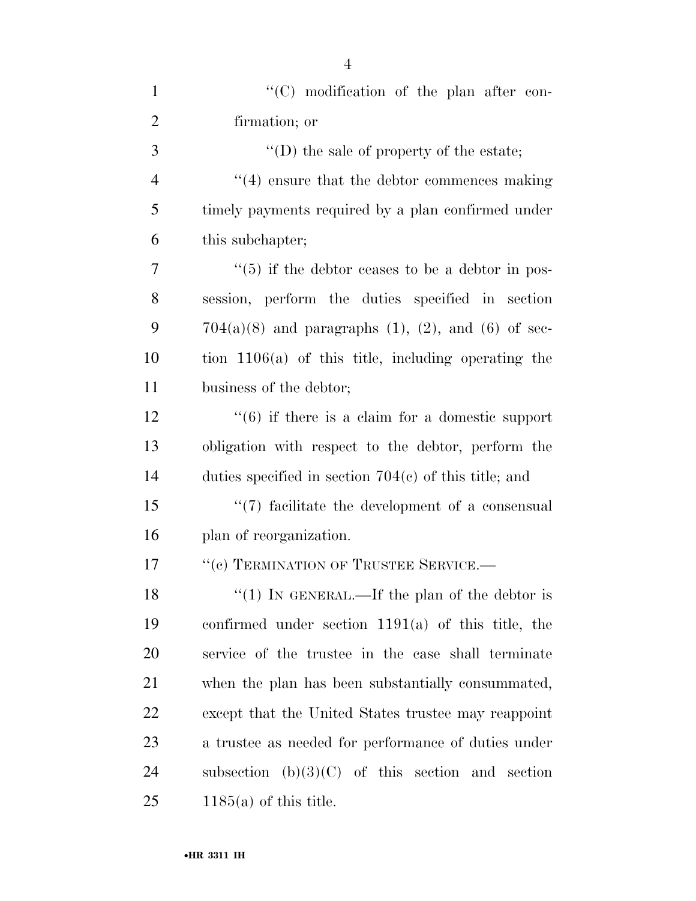''(C) modification of the plan after confirmation; or

''(D) the sale of property of the estate;

''(4) ensure that the debtor commences making timely payments required by a plan confirmed under this subchapter;

''(5) if the debtor ceases to be a debtor in possession, perform the duties specified in section 704(a)(8) and paragraphs (1), (2), and (6) of section 1106(a) of this title, including operating the business of the debtor;

''(6) if there is a claim for a domestic support obligation with respect to the debtor, perform the duties specified in section 704(c) of this title; and

''(7) facilitate the development of a consensual plan of reorganization.

''(c) TERMINATION OF TRUSTEE SERVICE.—

''(1) IN GENERAL.—If the plan of the debtor is confirmed under section 1191(a) of this title, the service of the trustee in the case shall terminate when the plan has been substantially consummated, except that the United States trustee may reappoint a trustee as needed for performance of duties under subsection (b)(3)(C) of this section and section 1185(a) of this title.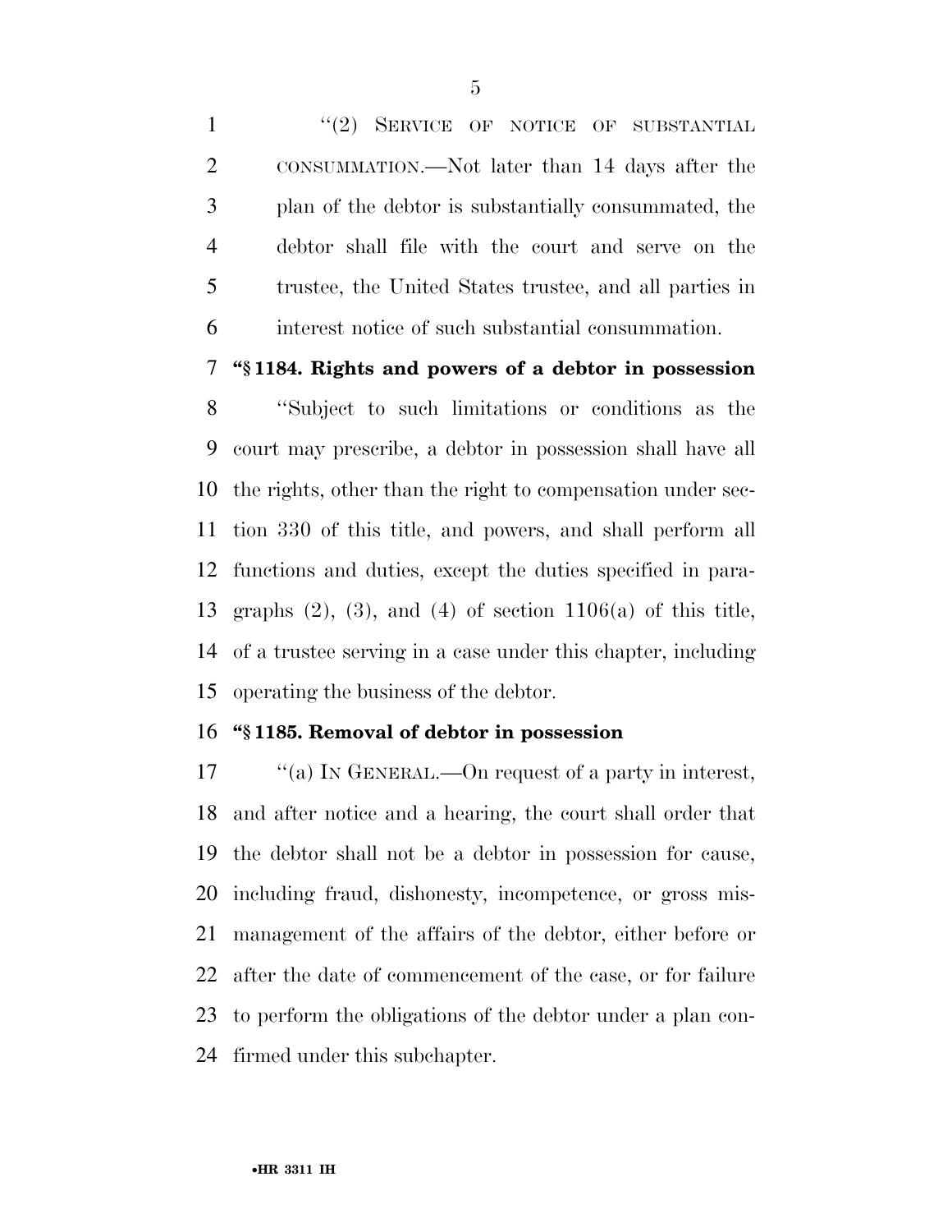"(2) SERVICE OF NOTICE OF SUBSTANTIAL CONSUMMATION.—Not later than 14 days after the plan of the debtor is substantially consummated, the debtor shall file with the court and serve on the trustee, the United States trustee, and all parties in interest notice of such substantial consummation.

**"§ 1184. Rights and powers of a debtor in possession**

"Subject to such limitations or conditions as the court may prescribe, a debtor in possession shall have all the rights, other than the right to compensation under section 330 of this title, and powers, and shall perform all functions and duties, except the duties specified in paragraphs (2), (3), and (4) of section 1106(a) of this title, of a trustee serving in a case under this chapter, including operating the business of the debtor.

**"§ 1185. Removal of debtor in possession**

"(a) IN GENERAL.—On request of a party in interest, and after notice and a hearing, the court shall order that the debtor shall not be a debtor in possession for cause, including fraud, dishonesty, incompetence, or gross mismanagement of the affairs of the debtor, either before or after the date of commencement of the case, or for failure to perform the obligations of the debtor under a plan confirmed under this subchapter.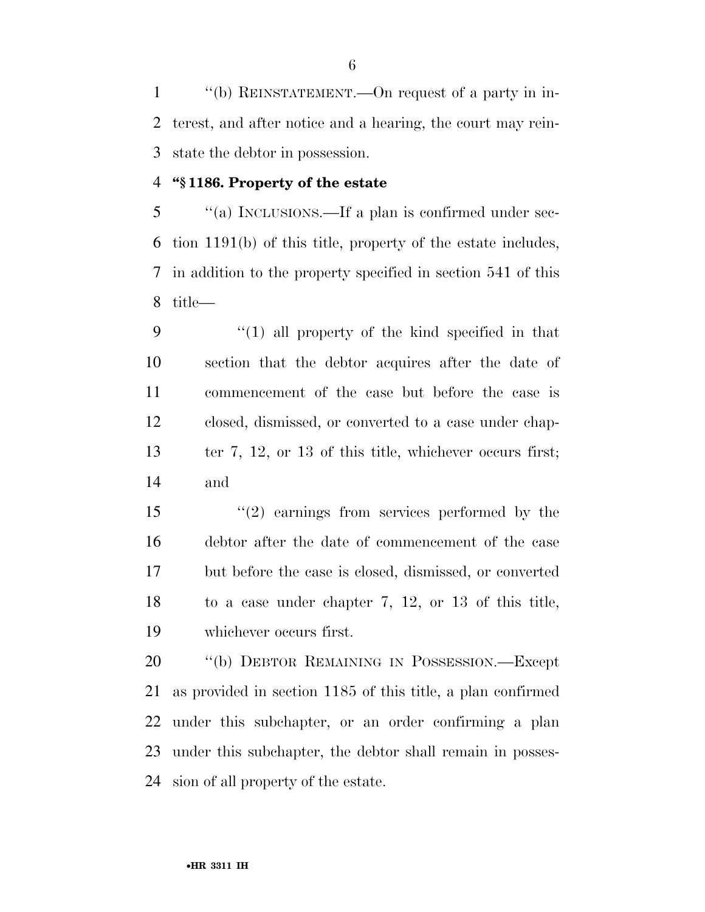"(b) REINSTATEMENT.—On request of a party in interest, and after notice and a hearing, the court may reinstate the debtor in possession.

**"§ 1186. Property of the estate**

"(a) INCLUSIONS.—If a plan is confirmed under section 1191(b) of this title, property of the estate includes, in addition to the property specified in section 541 of this title—

"(1) all property of the kind specified in that section that the debtor acquires after the date of commencement of the case but before the case is closed, dismissed, or converted to a case under chapter 7, 12, or 13 of this title, whichever occurs first; and

"(2) earnings from services performed by the debtor after the date of commencement of the case but before the case is closed, dismissed, or converted to a case under chapter 7, 12, or 13 of this title, whichever occurs first.

"(b) DEBTOR REMAINING IN POSSESSION.—Except as provided in section 1185 of this title, a plan confirmed under this subchapter, or an order confirming a plan under this subchapter, the debtor shall remain in possession of all property of the estate.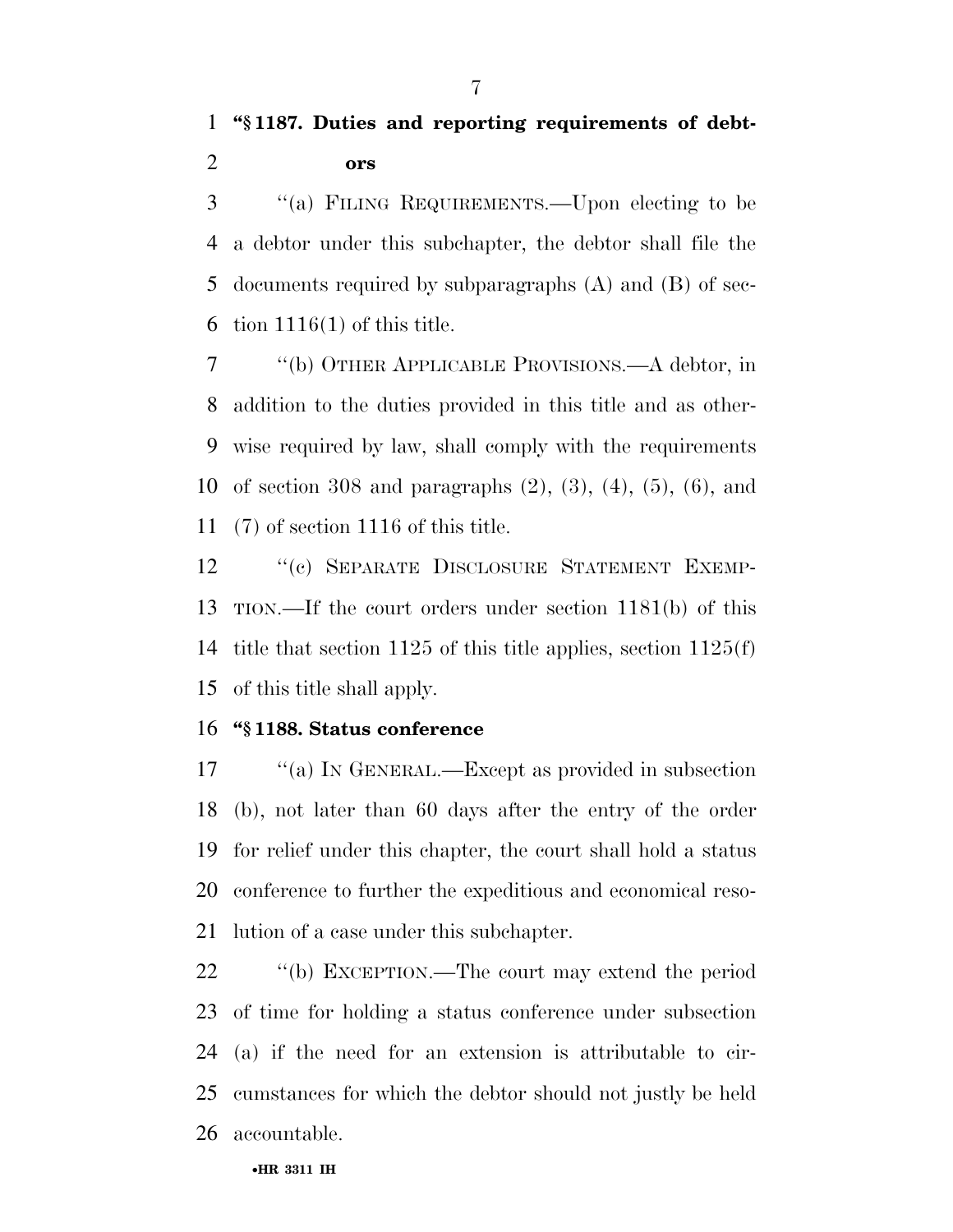**"§ 1187. Duties and reporting requirements of debtors**

"(a) FILING REQUIREMENTS.—Upon electing to be a debtor under this subchapter, the debtor shall file the documents required by subparagraphs (A) and (B) of section 1116(1) of this title.

"(b) OTHER APPLICABLE PROVISIONS.—A debtor, in addition to the duties provided in this title and as otherwise required by law, shall comply with the requirements of section 308 and paragraphs (2), (3), (4), (5), (6), and (7) of section 1116 of this title.

"(c) SEPARATE DISCLOSURE STATEMENT EXEMPTION.—If the court orders under section 1181(b) of this title that section 1125 of this title applies, section 1125(f) of this title shall apply.

**"§ 1188. Status conference**

"(a) IN GENERAL.—Except as provided in subsection (b), not later than 60 days after the entry of the order for relief under this chapter, the court shall hold a status conference to further the expeditious and economical resolution of a case under this subchapter.

"(b) EXCEPTION.—The court may extend the period of time for holding a status conference under subsection (a) if the need for an extension is attributable to circumstances for which the debtor should not justly be held accountable.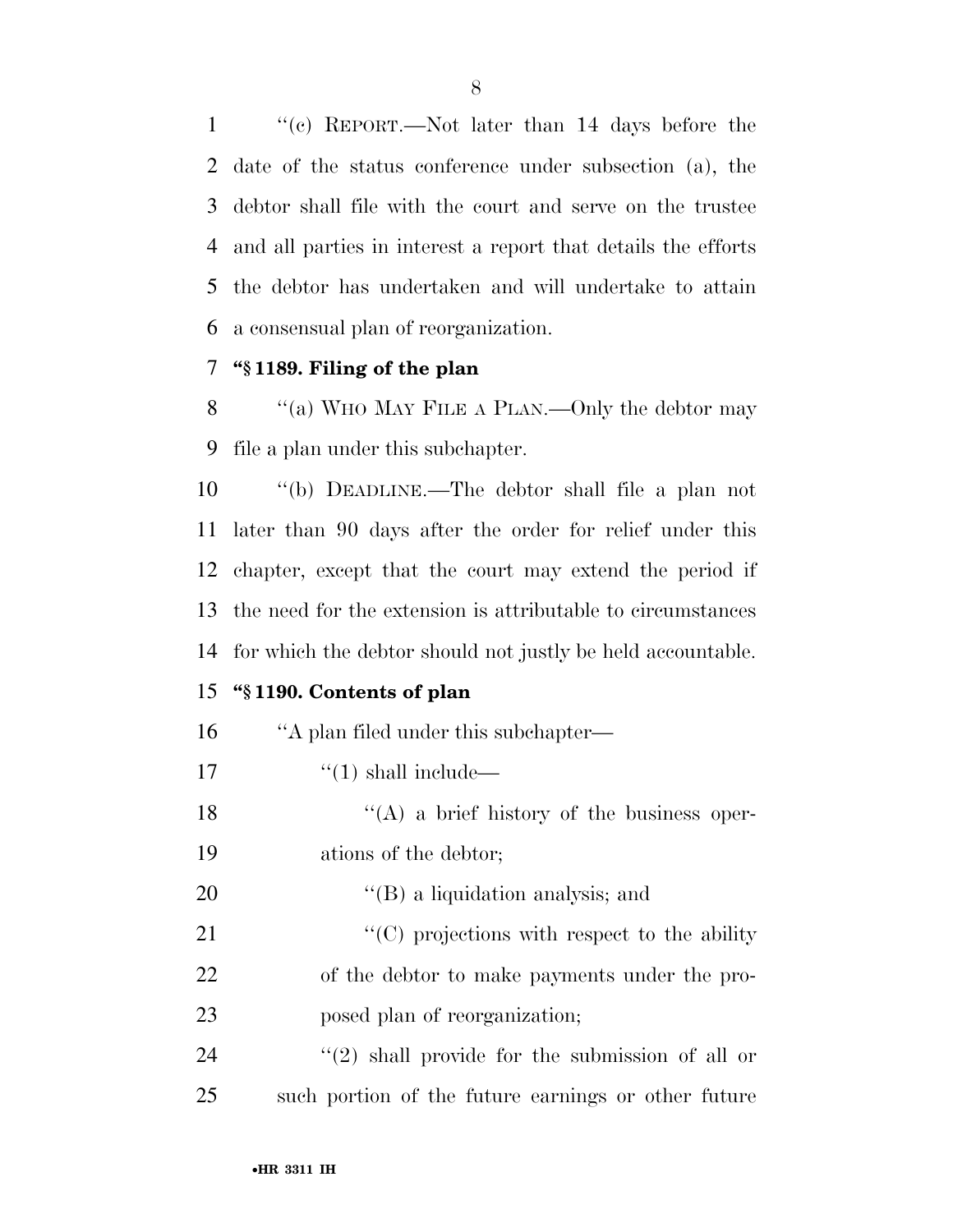"(c) REPORT.—Not later than 14 days before the date of the status conference under subsection (a), the debtor shall file with the court and serve on the trustee and all parties in interest a report that details the efforts the debtor has undertaken and will undertake to attain a consensual plan of reorganization.

**"§ 1189. Filing of the plan**

"(a) WHO MAY FILE A PLAN.—Only the debtor may file a plan under this subchapter.

"(b) DEADLINE.—The debtor shall file a plan not later than 90 days after the order for relief under this chapter, except that the court may extend the period if the need for the extension is attributable to circumstances for which the debtor should not justly be held accountable.

**"§ 1190. Contents of plan**

"A plan filed under this subchapter—

"(1) shall include—

"(A) a brief history of the business operations of the debtor;

"(B) a liquidation analysis; and

"(C) projections with respect to the ability of the debtor to make payments under the proposed plan of reorganization;

"(2) shall provide for the submission of all or such portion of the future earnings or other future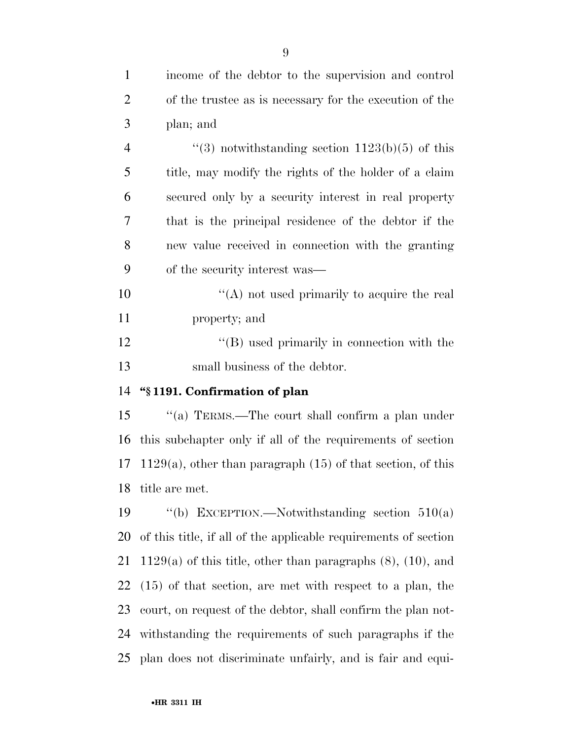income of the debtor to the supervision and control of the trustee as is necessary for the execution of the plan; and

''(3) notwithstanding section 1123(b)(5) of this title, may modify the rights of the holder of a claim secured only by a security interest in real property that is the principal residence of the debtor if the new value received in connection with the granting of the security interest was—

''(A) not used primarily to acquire the real property; and

''(B) used primarily in connection with the small business of the debtor.

**''§ 1191. Confirmation of plan**

''(a) TERMS.—The court shall confirm a plan under this subchapter only if all of the requirements of section 1129(a), other than paragraph (15) of that section, of this title are met.

''(b) EXCEPTION.—Notwithstanding section 510(a) of this title, if all of the applicable requirements of section 1129(a) of this title, other than paragraphs (8), (10), and (15) of that section, are met with respect to a plan, the court, on request of the debtor, shall confirm the plan notwithstanding the requirements of such paragraphs if the plan does not discriminate unfairly, and is fair and equi-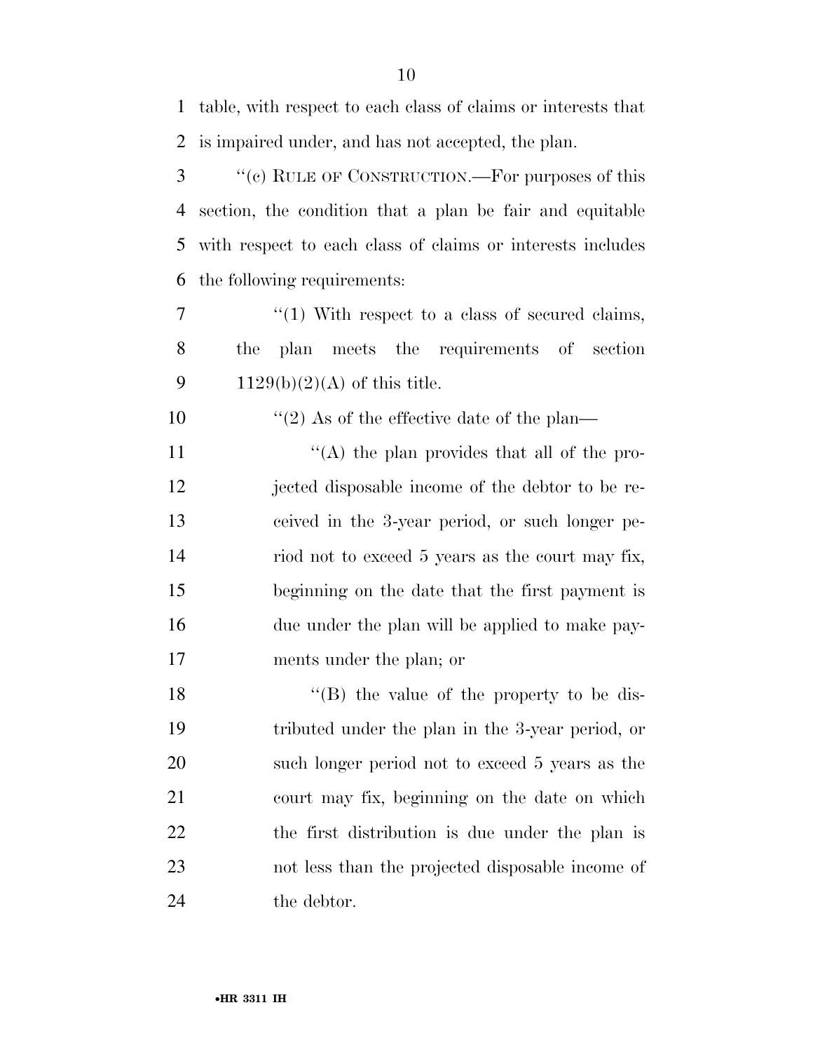table, with respect to each class of claims or interests that is impaired under, and has not accepted, the plan.

''(c) RULE OF CONSTRUCTION.—For purposes of this section, the condition that a plan be fair and equitable with respect to each class of claims or interests includes the following requirements:

''(1) With respect to a class of secured claims, the plan meets the requirements of section 1129(b)(2)(A) of this title.

''(2) As of the effective date of the plan—

''(A) the plan provides that all of the projected disposable income of the debtor to be received in the 3-year period, or such longer period not to exceed 5 years as the court may fix, beginning on the date that the first payment is due under the plan will be applied to make payments under the plan; or

''(B) the value of the property to be distributed under the plan in the 3-year period, or such longer period not to exceed 5 years as the court may fix, beginning on the date on which the first distribution is due under the plan is not less than the projected disposable income of the debtor.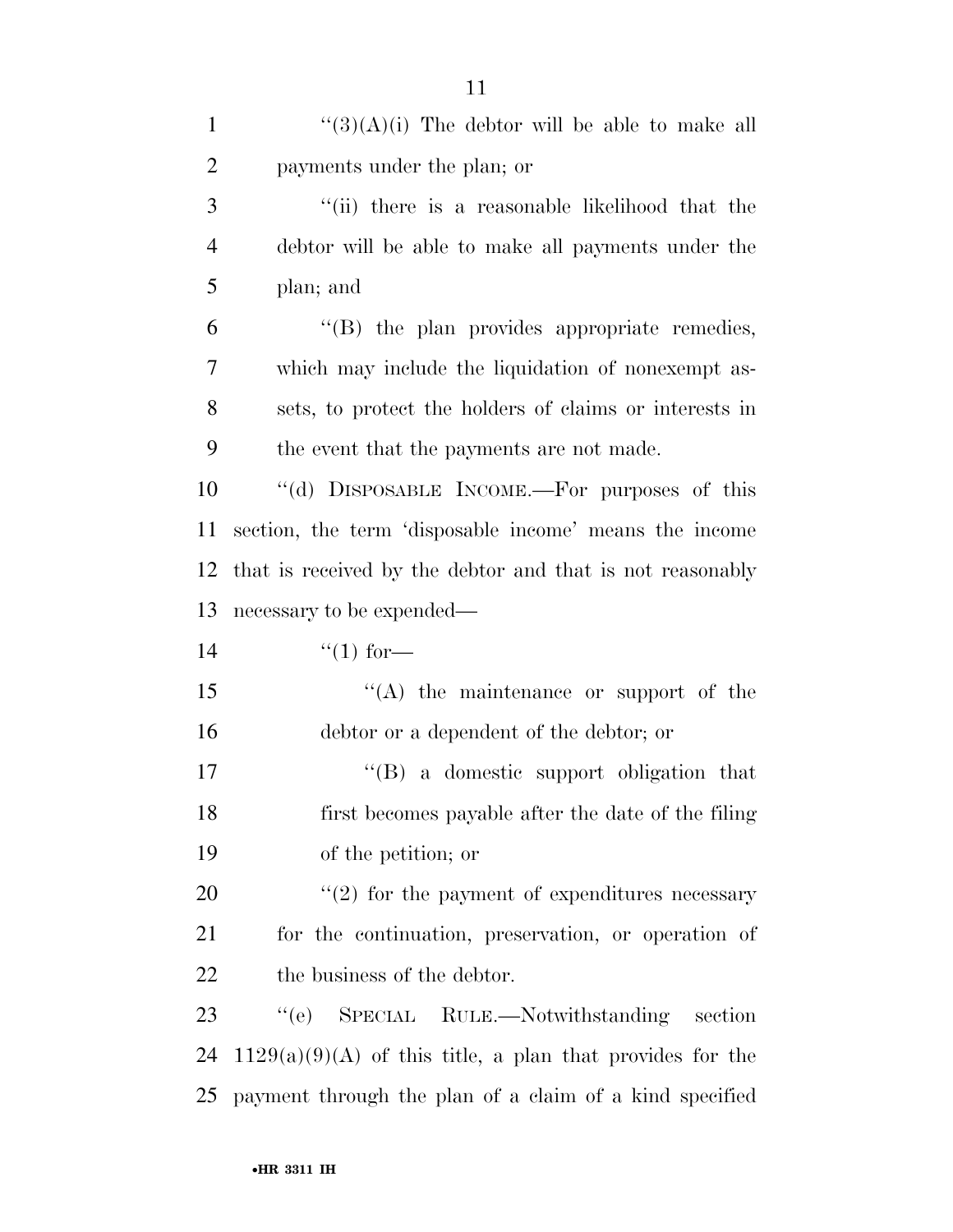"(3)(A)(i) The debtor will be able to make all payments under the plan; or

"(ii) there is a reasonable likelihood that the debtor will be able to make all payments under the plan; and

"(B) the plan provides appropriate remedies, which may include the liquidation of nonexempt assets, to protect the holders of claims or interests in the event that the payments are not made.

"(d) DISPOSABLE INCOME.—For purposes of this section, the term 'disposable income' means the income that is received by the debtor and that is not reasonably necessary to be expended—

"(1) for—

"(A) the maintenance or support of the debtor or a dependent of the debtor; or

"(B) a domestic support obligation that first becomes payable after the date of the filing of the petition; or

"(2) for the payment of expenditures necessary for the continuation, preservation, or operation of the business of the debtor.

"(e) SPECIAL RULE.—Notwithstanding section 1129(a)(9)(A) of this title, a plan that provides for the payment through the plan of a claim of a kind specified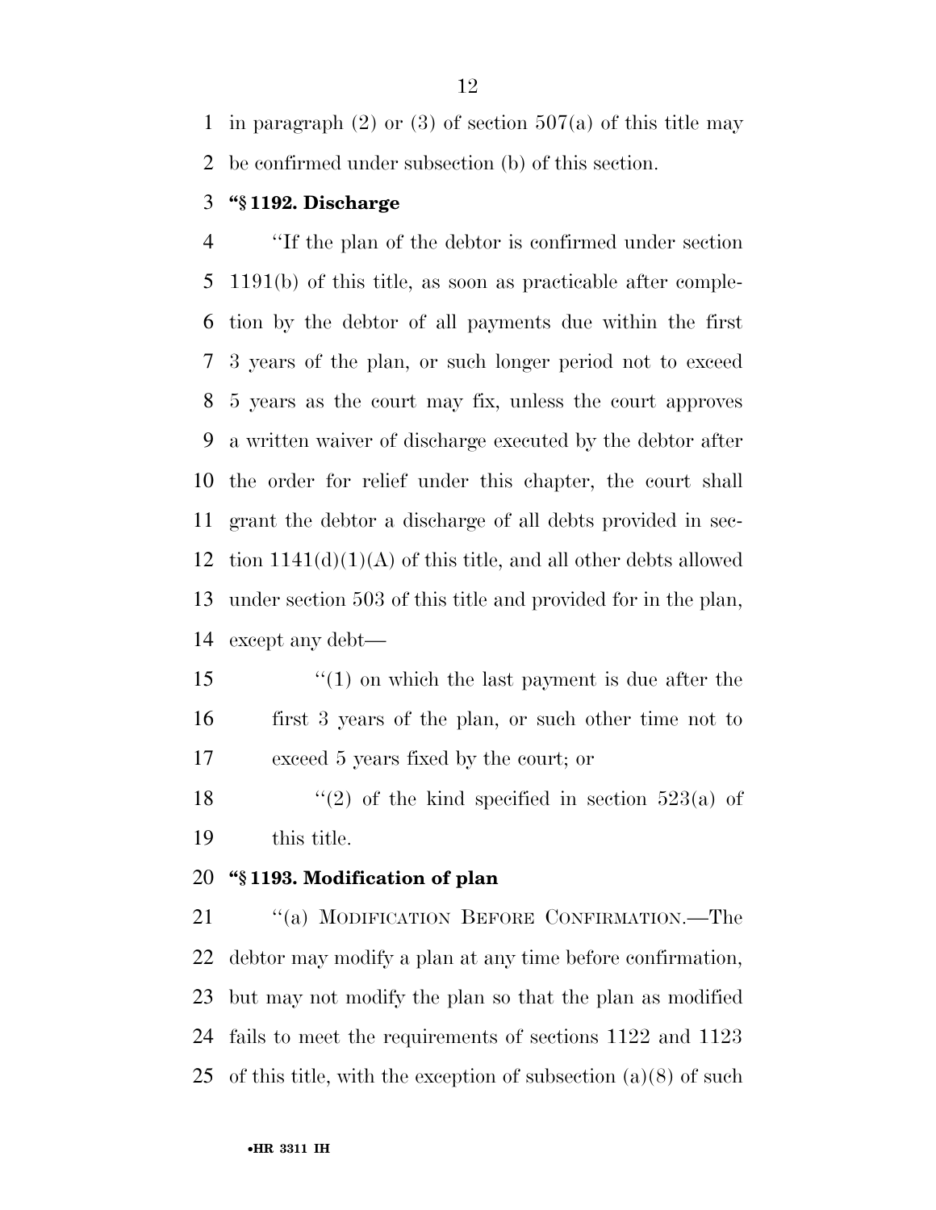in paragraph (2) or (3) of section 507(a) of this title may be confirmed under subsection (b) of this section.

**"§ 1192. Discharge**

"If the plan of the debtor is confirmed under section 1191(b) of this title, as soon as practicable after completion by the debtor of all payments due within the first 3 years of the plan, or such longer period not to exceed 5 years as the court may fix, unless the court approves a written waiver of discharge executed by the debtor after the order for relief under this chapter, the court shall grant the debtor a discharge of all debts provided in section 1141(d)(1)(A) of this title, and all other debts allowed under section 503 of this title and provided for in the plan, except any debt—

"(1) on which the last payment is due after the first 3 years of the plan, or such other time not to exceed 5 years fixed by the court; or

"(2) of the kind specified in section 523(a) of this title.

**"§ 1193. Modification of plan**

"(a) MODIFICATION BEFORE CONFIRMATION.—The debtor may modify a plan at any time before confirmation, but may not modify the plan so that the plan as modified fails to meet the requirements of sections 1122 and 1123 of this title, with the exception of subsection (a)(8) of such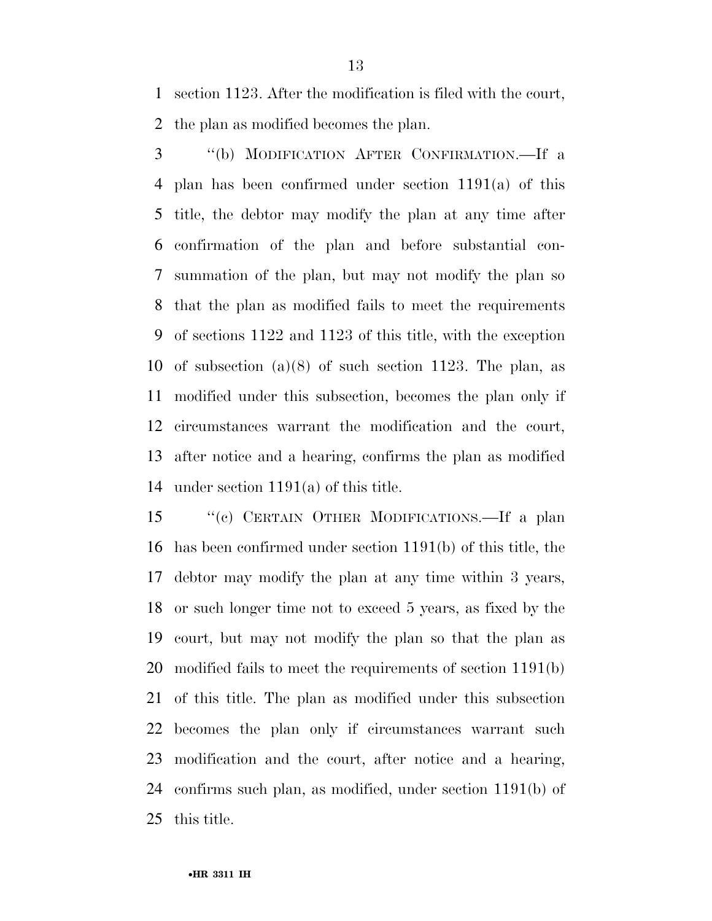section 1123. After the modification is filed with the court, the plan as modified becomes the plan.

"(b) MODIFICATION AFTER CONFIRMATION.—If a plan has been confirmed under section 1191(a) of this title, the debtor may modify the plan at any time after confirmation of the plan and before substantial consummation of the plan, but may not modify the plan so that the plan as modified fails to meet the requirements of sections 1122 and 1123 of this title, with the exception of subsection (a)(8) of such section 1123. The plan, as modified under this subsection, becomes the plan only if circumstances warrant the modification and the court, after notice and a hearing, confirms the plan as modified under section 1191(a) of this title.

"(c) CERTAIN OTHER MODIFICATIONS.—If a plan has been confirmed under section 1191(b) of this title, the debtor may modify the plan at any time within 3 years, or such longer time not to exceed 5 years, as fixed by the court, but may not modify the plan so that the plan as modified fails to meet the requirements of section 1191(b) of this title. The plan as modified under this subsection becomes the plan only if circumstances warrant such modification and the court, after notice and a hearing, confirms such plan, as modified, under section 1191(b) of this title.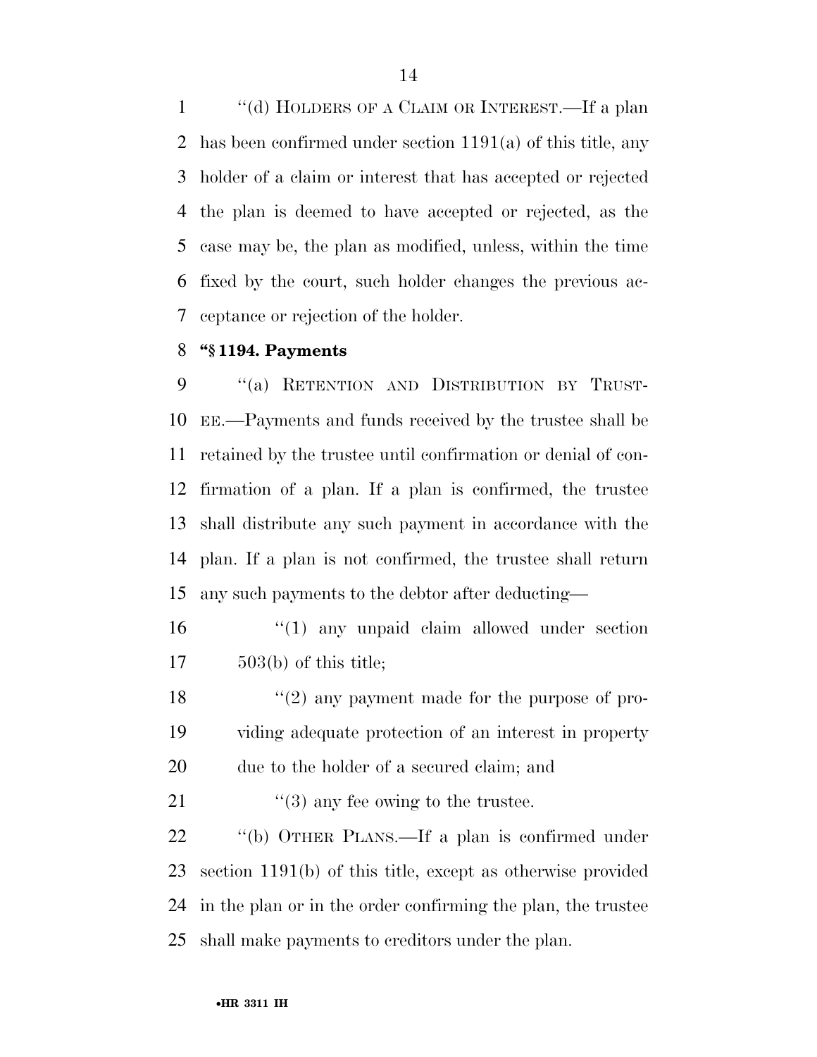"(d) HOLDERS OF A CLAIM OR INTEREST.—If a plan has been confirmed under section 1191(a) of this title, any holder of a claim or interest that has accepted or rejected the plan is deemed to have accepted or rejected, as the case may be, the plan as modified, unless, within the time fixed by the court, such holder changes the previous acceptance or rejection of the holder.

**"§ 1194. Payments**

"(a) RETENTION AND DISTRIBUTION BY TRUSTEE.—Payments and funds received by the trustee shall be retained by the trustee until confirmation or denial of confirmation of a plan. If a plan is confirmed, the trustee shall distribute any such payment in accordance with the plan. If a plan is not confirmed, the trustee shall return any such payments to the debtor after deducting—

"(1) any unpaid claim allowed under section 503(b) of this title;

"(2) any payment made for the purpose of providing adequate protection of an interest in property due to the holder of a secured claim; and

"(3) any fee owing to the trustee.

"(b) OTHER PLANS.—If a plan is confirmed under section 1191(b) of this title, except as otherwise provided in the plan or in the order confirming the plan, the trustee shall make payments to creditors under the plan.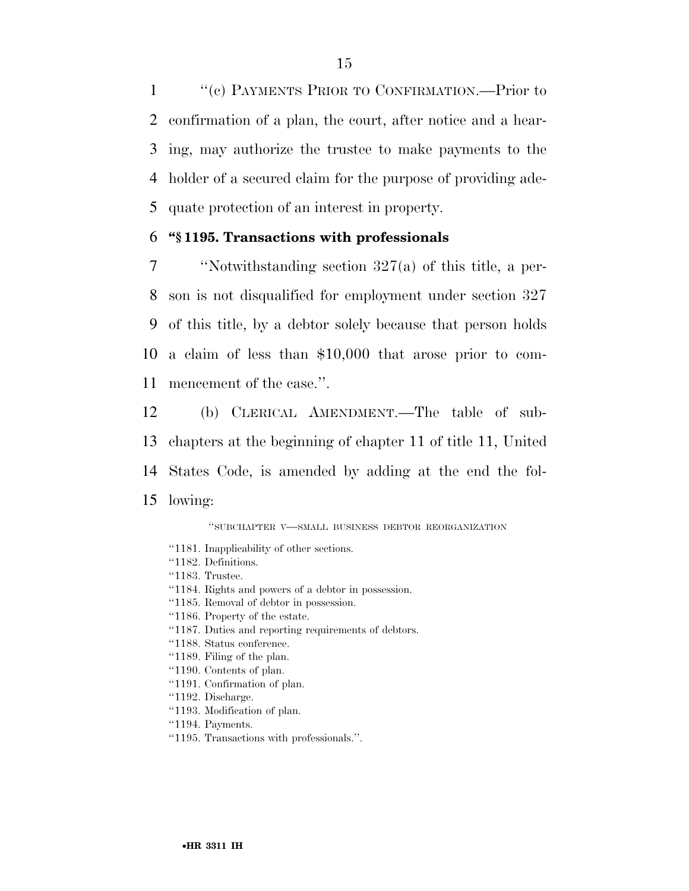"(c) PAYMENTS PRIOR TO CONFIRMATION.—Prior to confirmation of a plan, the court, after notice and a hearing, may authorize the trustee to make payments to the holder of a secured claim for the purpose of providing adequate protection of an interest in property.

**"§ 1195. Transactions with professionals**

"Notwithstanding section 327(a) of this title, a person is not disqualified for employment under section 327 of this title, by a debtor solely because that person holds a claim of less than $10,000 that arose prior to commencement of the case.".

(b) CLERICAL AMENDMENT.—The table of subchapters at the beginning of chapter 11 of title 11, United States Code, is amended by adding at the end the following:

"SUBCHAPTER V—SMALL BUSINESS DEBTOR REORGANIZATION

"1181. Inapplicability of other sections.
"1182. Definitions.
"1183. Trustee.
"1184. Rights and powers of a debtor in possession.
"1185. Removal of debtor in possession.
"1186. Property of the estate.
"1187. Duties and reporting requirements of debtors.
"1188. Status conference.
"1189. Filing of the plan.
"1190. Contents of plan.
"1191. Confirmation of plan.
"1192. Discharge.
"1193. Modification of plan.
"1194. Payments.
"1195. Transactions with professionals.".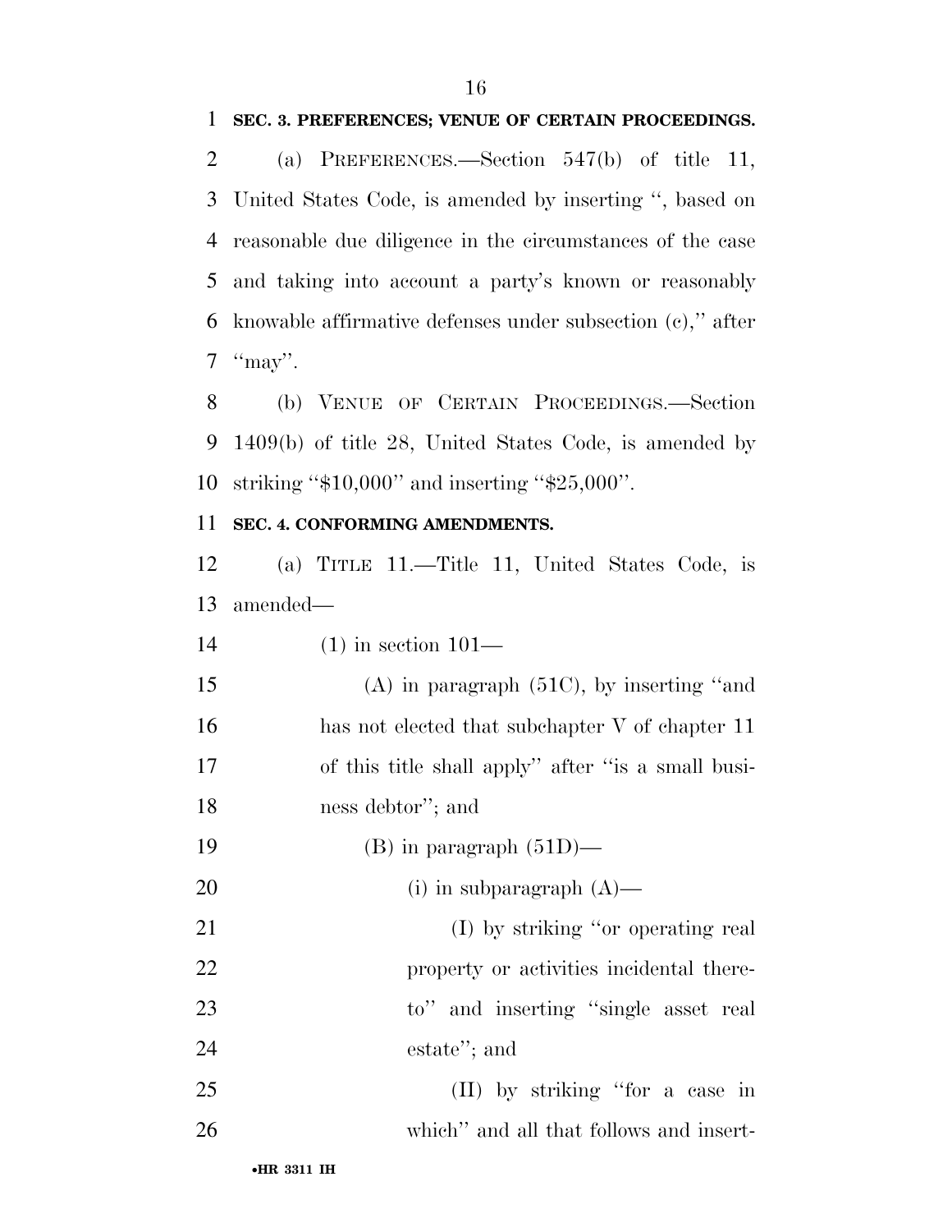**SEC. 3. PREFERENCES; VENUE OF CERTAIN PROCEEDINGS.**

(a) PREFERENCES.—Section 547(b) of title 11, United States Code, is amended by inserting '', based on reasonable due diligence in the circumstances of the case and taking into account a party's known or reasonably knowable affirmative defenses under subsection (c),'' after ''may''.

(b) VENUE OF CERTAIN PROCEEDINGS.—Section 1409(b) of title 28, United States Code, is amended by striking ''$10,000'' and inserting ''$25,000''.

**SEC. 4. CONFORMING AMENDMENTS.**

(a) TITLE 11.—Title 11, United States Code, is amended—

(1) in section 101—

(A) in paragraph (51C), by inserting ''and has not elected that subchapter V of chapter 11 of this title shall apply'' after ''is a small business debtor''; and

(B) in paragraph (51D)—

(i) in subparagraph (A)—

(I) by striking ''or operating real property or activities incidental thereto'' and inserting ''single asset real estate''; and

(II) by striking ''for a case in which'' and all that follows and insert-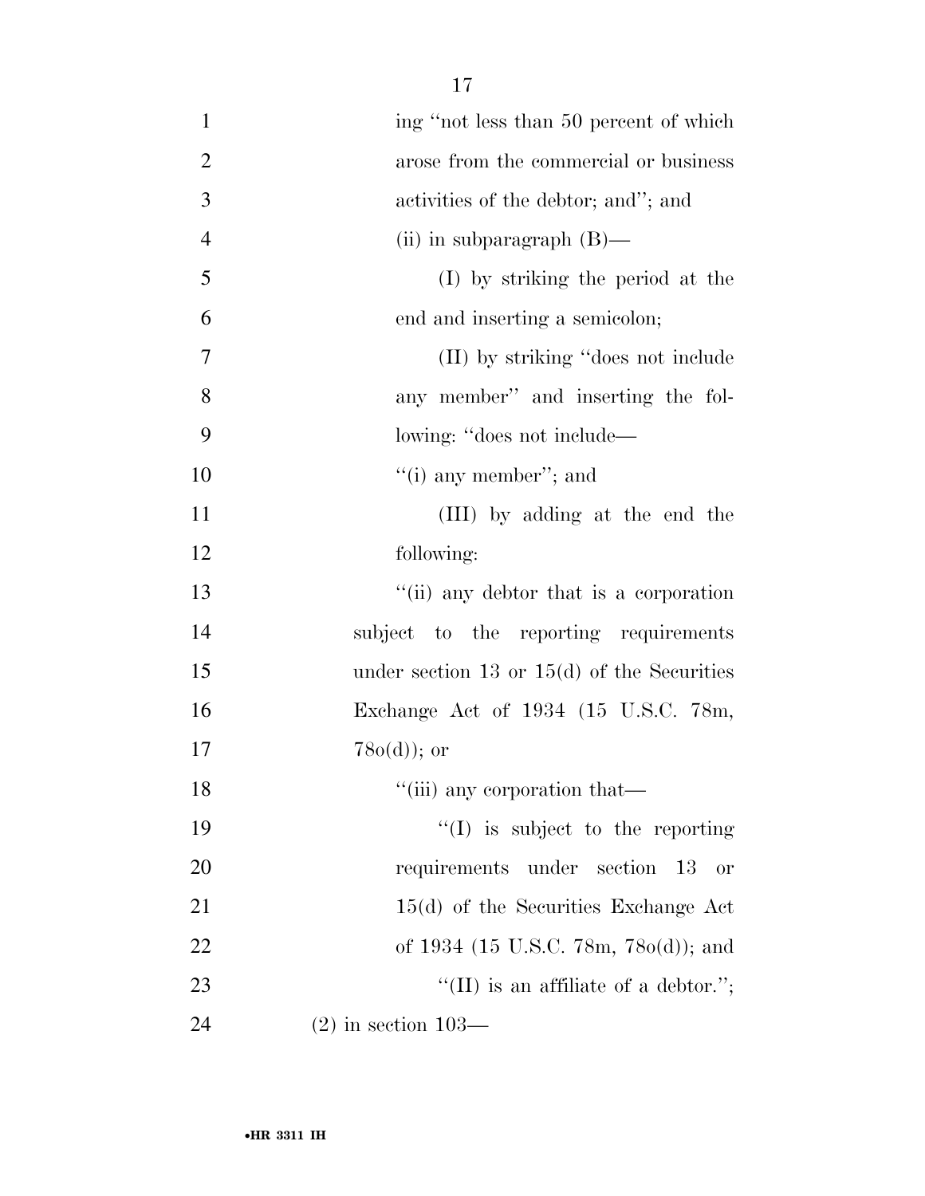ing "not less than 50 percent of which arose from the commercial or business activities of the debtor; and"; and

(ii) in subparagraph (B)—

(I) by striking the period at the end and inserting a semicolon;

(II) by striking "does not include any member" and inserting the following: "does not include—

"(i) any member"; and

(III) by adding at the end the following:

"(ii) any debtor that is a corporation subject to the reporting requirements under section 13 or 15(d) of the Securities Exchange Act of 1934 (15 U.S.C. 78m, 78o(d)); or

"(iii) any corporation that—

"(I) is subject to the reporting requirements under section 13 or 15(d) of the Securities Exchange Act of 1934 (15 U.S.C. 78m, 78o(d)); and

"(II) is an affiliate of a debtor.";

(2) in section 103—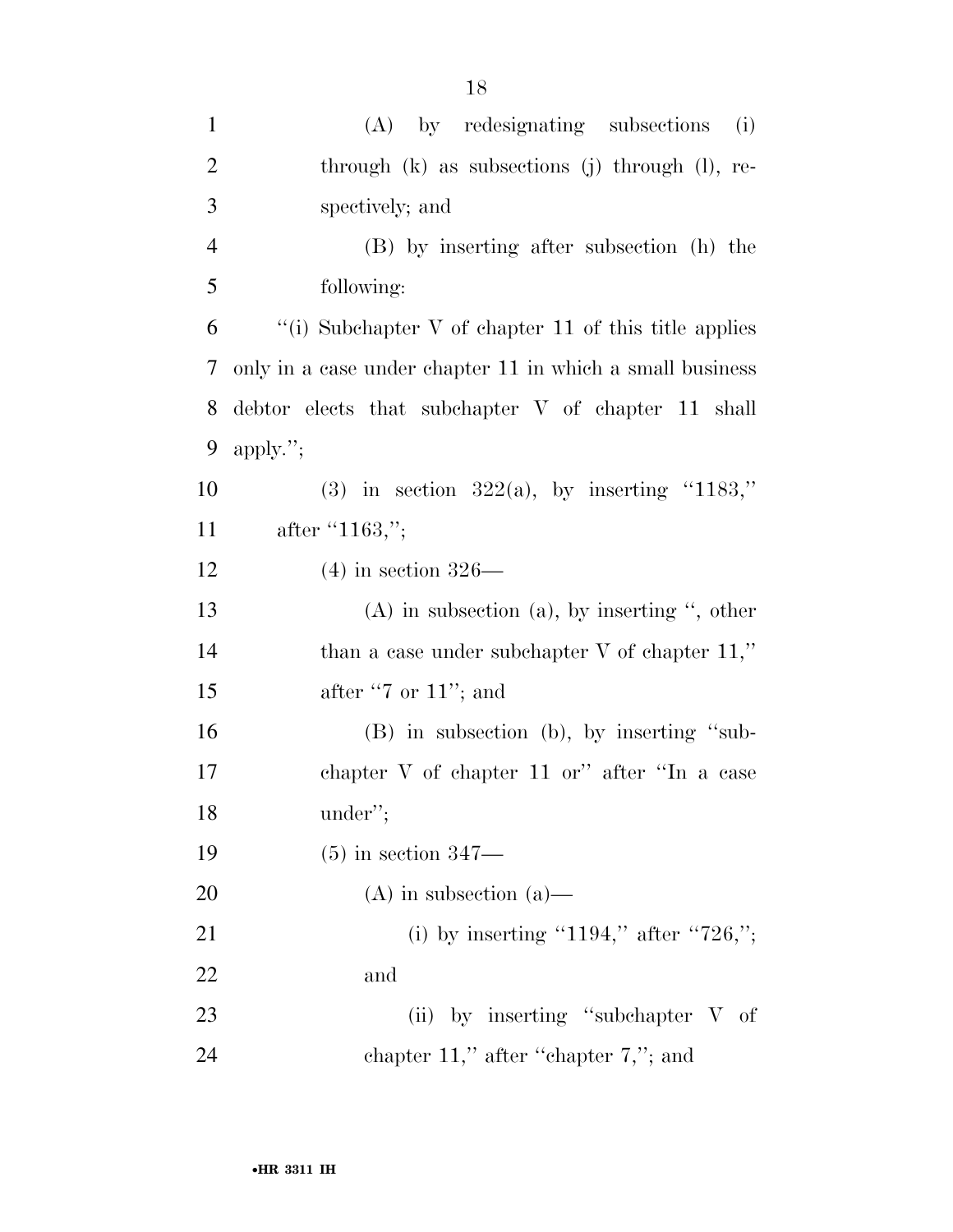(A) by redesignating subsections (i) through (k) as subsections (j) through (l), respectively; and

(B) by inserting after subsection (h) the following:

''(i) Subchapter V of chapter 11 of this title applies only in a case under chapter 11 in which a small business debtor elects that subchapter V of chapter 11 shall apply.'';

(3) in section 322(a), by inserting ''1183,'' after ''1163,'';

(4) in section 326—

(A) in subsection (a), by inserting '', other than a case under subchapter V of chapter 11,'' after ''7 or 11''; and

(B) in subsection (b), by inserting ''subchapter V of chapter 11 or'' after ''In a case under'';

(5) in section 347—

(A) in subsection (a)—

(i) by inserting ''1194,'' after ''726,''; and

(ii) by inserting ''subchapter V of chapter 11,'' after ''chapter 7,''; and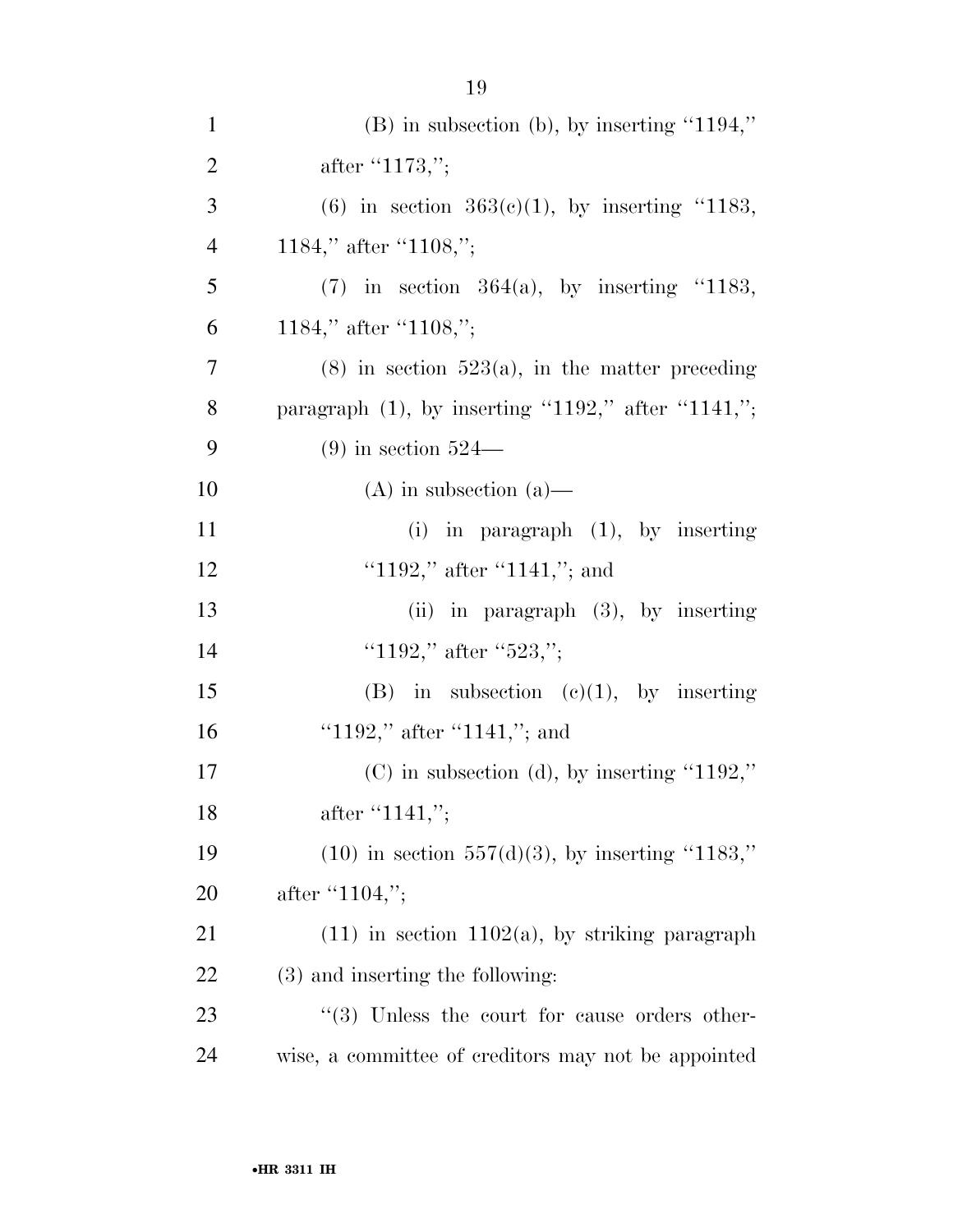(B) in subsection (b), by inserting ''1194,'' after ''1173,'';

(6) in section 363(c)(1), by inserting ''1183, 1184,'' after ''1108,'';

(7) in section 364(a), by inserting ''1183, 1184,'' after ''1108,'';

(8) in section 523(a), in the matter preceding paragraph (1), by inserting ''1192,'' after ''1141,'';

(9) in section 524—

(A) in subsection (a)—

(i) in paragraph (1), by inserting ''1192,'' after ''1141,''; and

(ii) in paragraph (3), by inserting ''1192,'' after ''523,'';

(B) in subsection (c)(1), by inserting ''1192,'' after ''1141,''; and

(C) in subsection (d), by inserting ''1192,'' after ''1141,'';

(10) in section 557(d)(3), by inserting ''1183,'' after ''1104,'';

(11) in section 1102(a), by striking paragraph (3) and inserting the following:

''(3) Unless the court for cause orders otherwise, a committee of creditors may not be appointed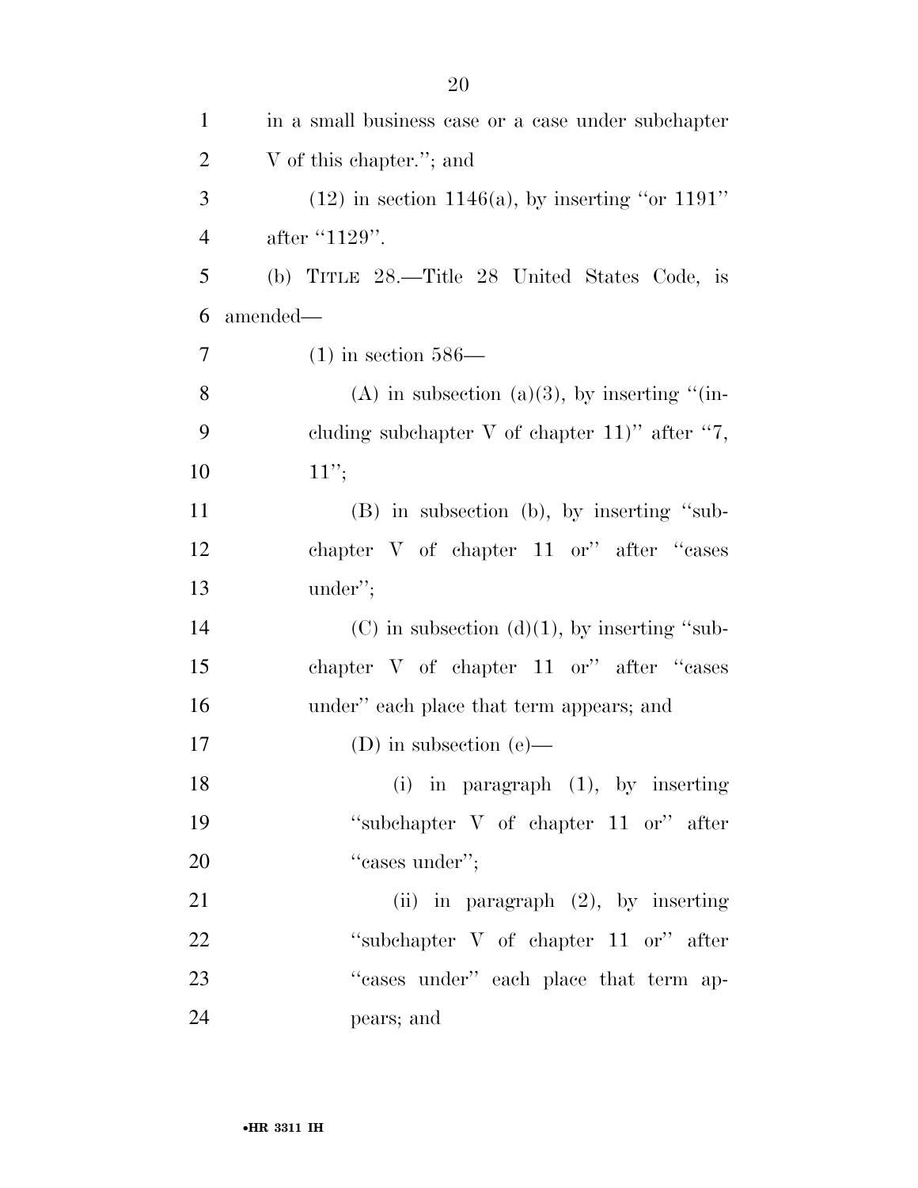in a small business case or a case under subchapter V of this chapter.''; and

(12) in section 1146(a), by inserting ''or 1191'' after ''1129''.

(b) TITLE 28.—Title 28 United States Code, is amended—

(1) in section 586—

(A) in subsection (a)(3), by inserting ''(including subchapter V of chapter 11)'' after ''7, 11'';

(B) in subsection (b), by inserting ''subchapter V of chapter 11 or'' after ''cases under'';

(C) in subsection (d)(1), by inserting ''subchapter V of chapter 11 or'' after ''cases under'' each place that term appears; and

(D) in subsection (e)—

(i) in paragraph (1), by inserting ''subchapter V of chapter 11 or'' after ''cases under'';

(ii) in paragraph (2), by inserting ''subchapter V of chapter 11 or'' after ''cases under'' each place that term appears; and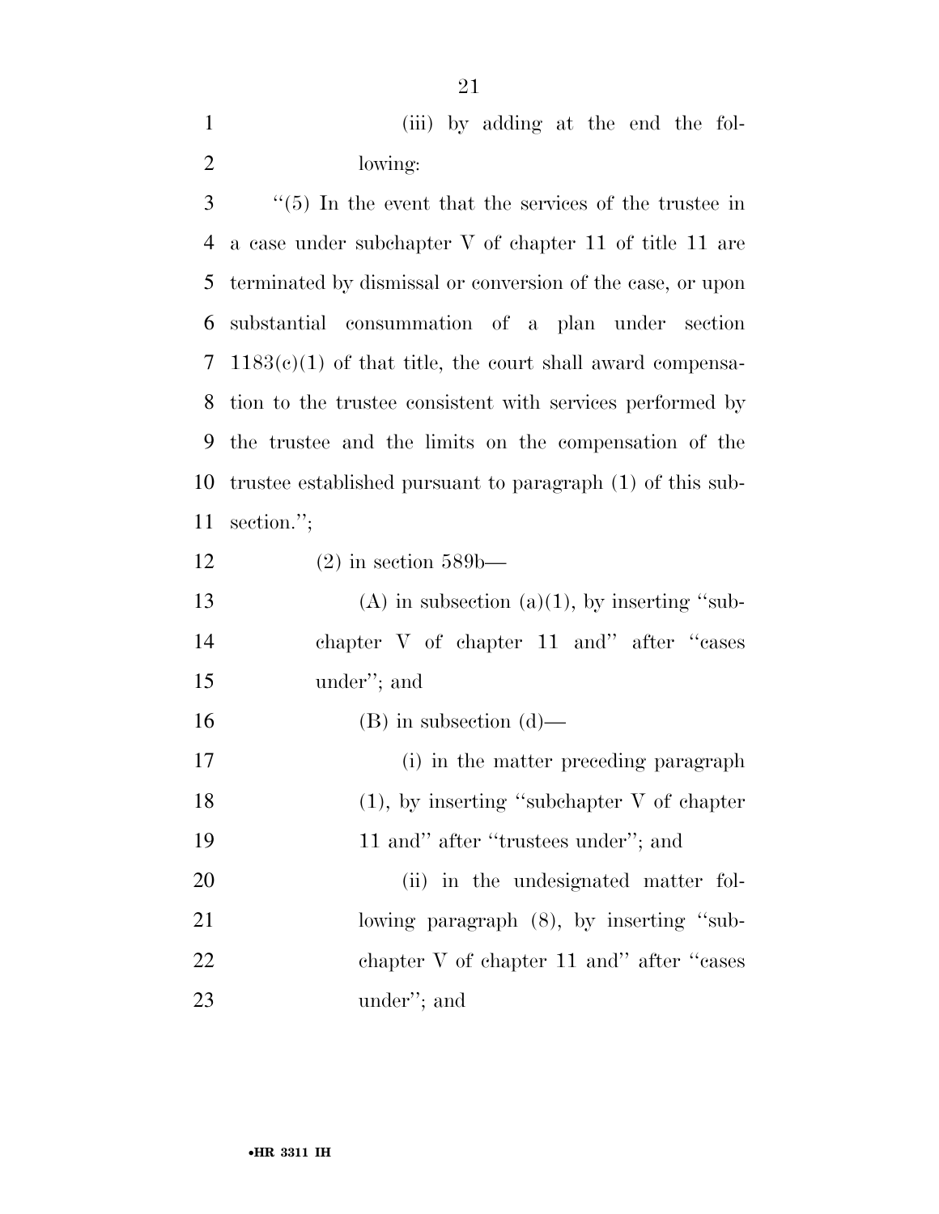(iii) by adding at the end the following:

"(5) In the event that the services of the trustee in a case under subchapter V of chapter 11 of title 11 are terminated by dismissal or conversion of the case, or upon substantial consummation of a plan under section 1183(c)(1) of that title, the court shall award compensation to the trustee consistent with services performed by the trustee and the limits on the compensation of the trustee established pursuant to paragraph (1) of this subsection.";

(2) in section 589b—

(A) in subsection (a)(1), by inserting "subchapter V of chapter 11 and" after "cases under"; and

(B) in subsection (d)—

(i) in the matter preceding paragraph (1), by inserting "subchapter V of chapter 11 and" after "trustees under"; and

(ii) in the undesignated matter following paragraph (8), by inserting "subchapter V of chapter 11 and" after "cases under"; and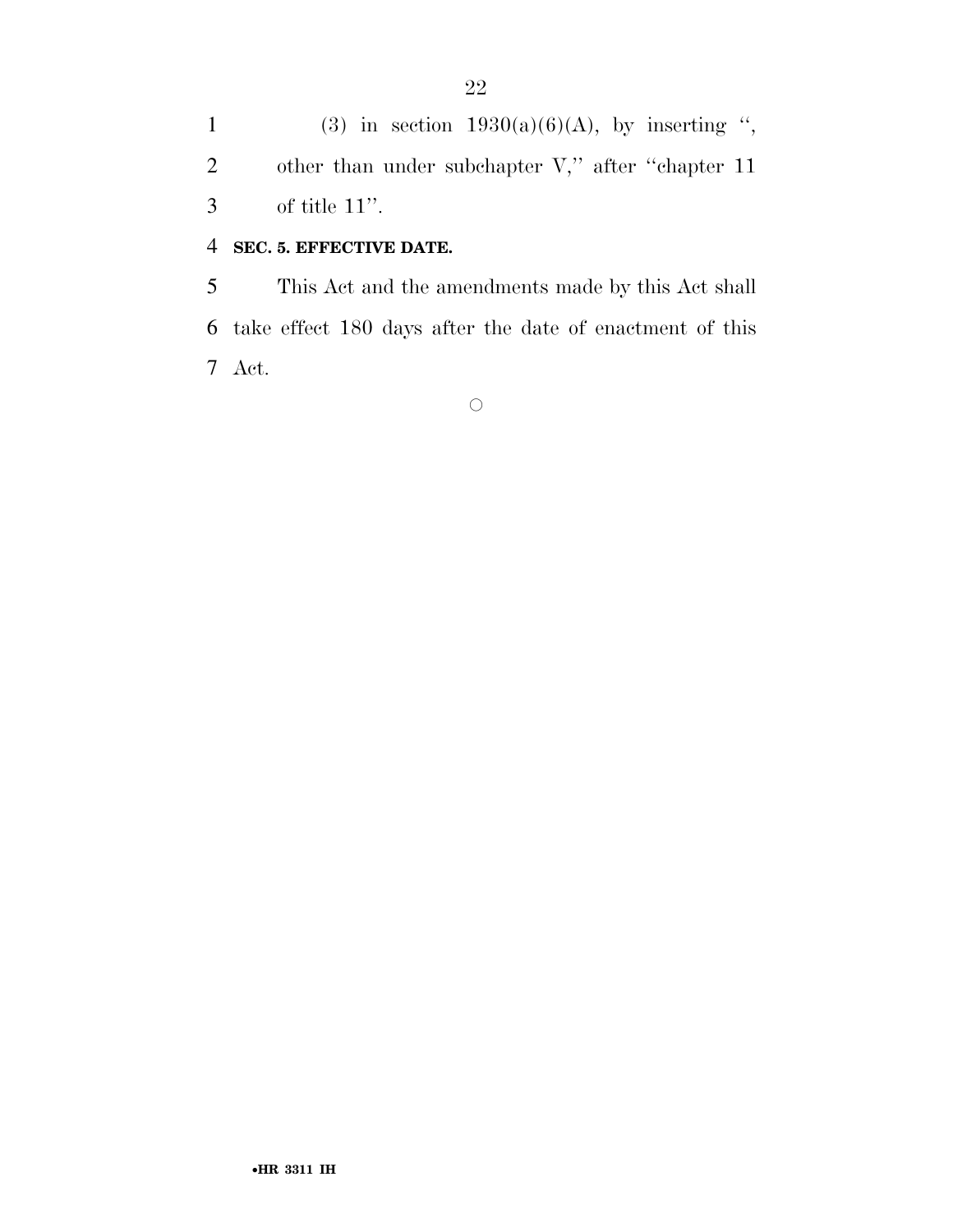(3) in section 1930(a)(6)(A), by inserting ", other than under subchapter V," after "chapter 11 of title 11".

**SEC. 5. EFFECTIVE DATE.**

This Act and the amendments made by this Act shall take effect 180 days after the date of enactment of this Act.

○